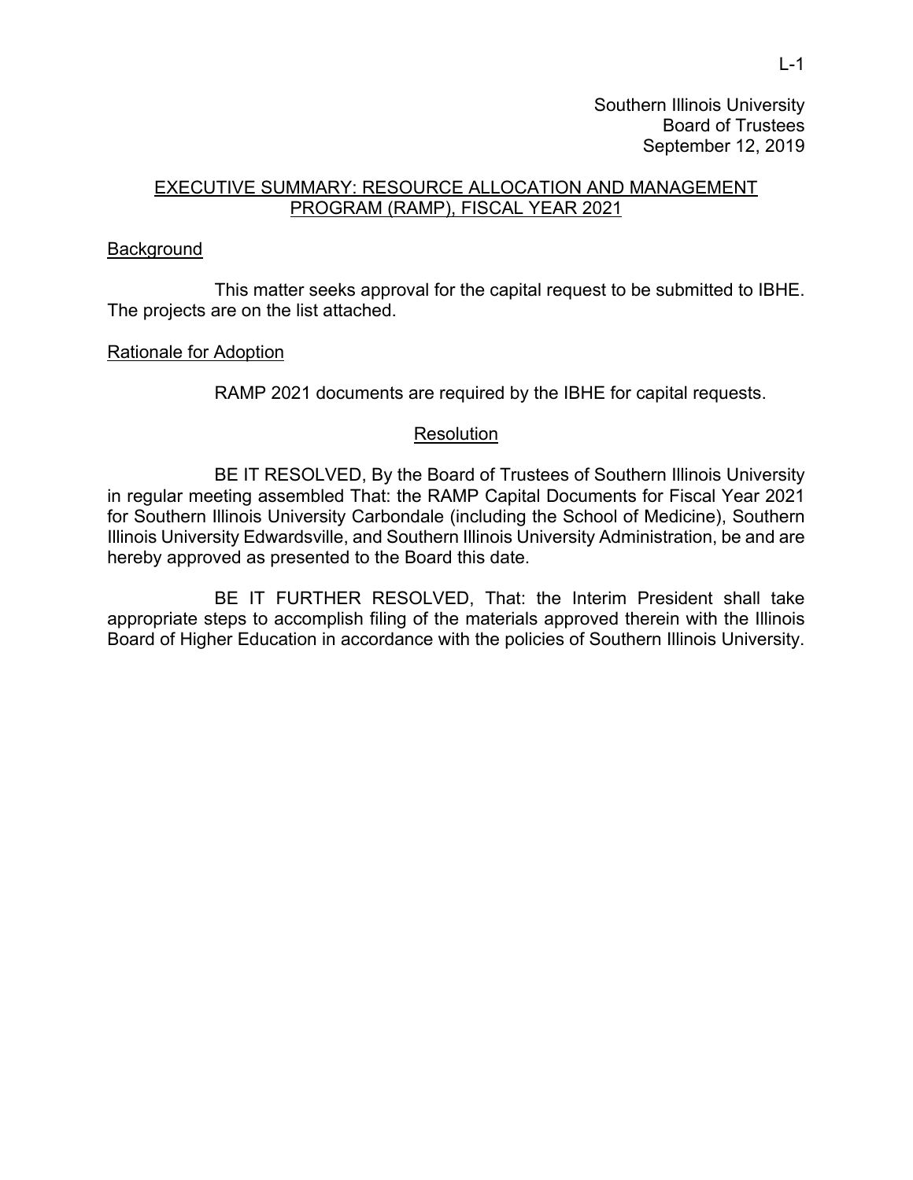Southern Illinois University
Board of Trustees
September 12, 2019

## EXECUTIVE SUMMARY: RESOURCE ALLOCATION AND MANAGEMENT PROGRAM (RAMP), FISCAL YEAR 2021

### Background

This matter seeks approval for the capital request to be submitted to IBHE. The projects are on the list attached.

### Rationale for Adoption

RAMP 2021 documents are required by the IBHE for capital requests.

### Resolution

BE IT RESOLVED, By the Board of Trustees of Southern Illinois University in regular meeting assembled That: the RAMP Capital Documents for Fiscal Year 2021 for Southern Illinois University Carbondale (including the School of Medicine), Southern Illinois University Edwardsville, and Southern Illinois University Administration, be and are hereby approved as presented to the Board this date.

BE IT FURTHER RESOLVED, That: the Interim President shall take appropriate steps to accomplish filing of the materials approved therein with the Illinois Board of Higher Education in accordance with the policies of Southern Illinois University.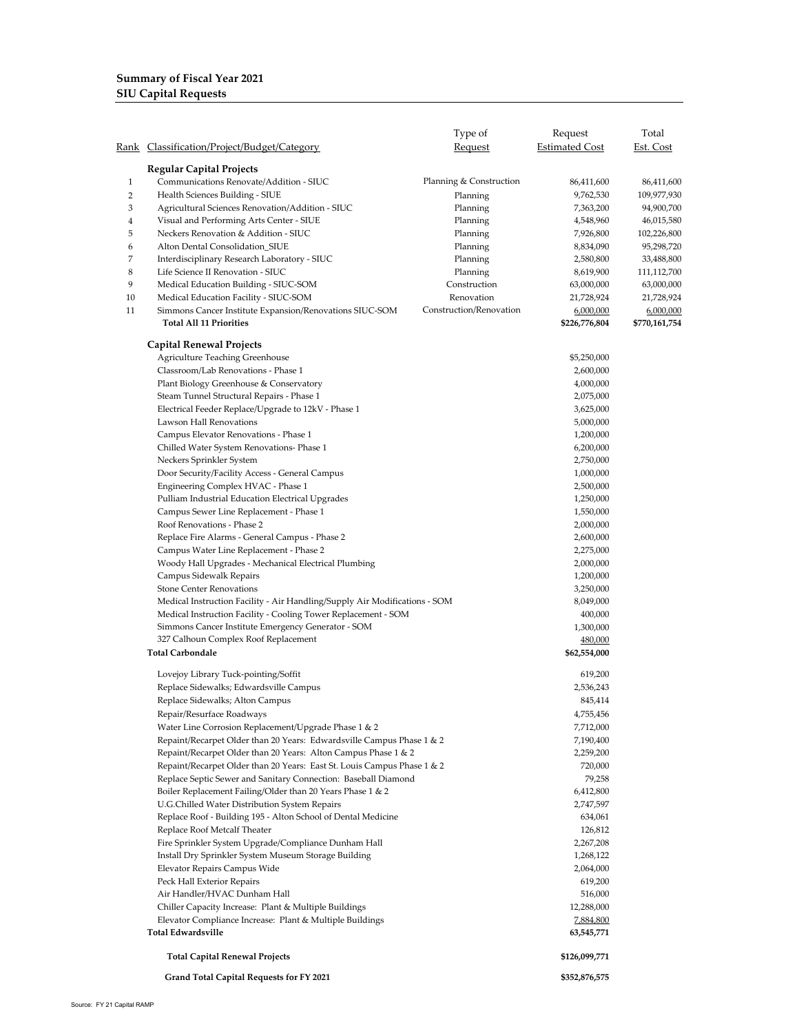**Summary of Fiscal Year 2021**
**SIU Capital Requests**

| Rank | Classification/Project/Budget/Category | Type of Request | Request Estimated Cost | Total Est. Cost |
|---|---|---|---|---|
| | **Regular Capital Projects** | | | |
| 1 | Communications Renovate/Addition - SIUC | Planning & Construction | 86,411,600 | 86,411,600 |
| 2 | Health Sciences Building - SIUE | Planning | 9,762,530 | 109,977,930 |
| 3 | Agricultural Sciences Renovation/Addition - SIUC | Planning | 7,363,200 | 94,900,700 |
| 4 | Visual and Performing Arts Center - SIUE | Planning | 4,548,960 | 46,015,580 |
| 5 | Neckers Renovation & Addition - SIUC | Planning | 7,926,800 | 102,226,800 |
| 6 | Alton Dental Consolidation_SIUE | Planning | 8,834,090 | 95,298,720 |
| 7 | Interdisciplinary Research Laboratory - SIUC | Planning | 2,580,800 | 33,488,800 |
| 8 | Life Science II Renovation - SIUC | Planning | 8,619,900 | 111,112,700 |
| 9 | Medical Education Building - SIUC-SOM | Construction | 63,000,000 | 63,000,000 |
| 10 | Medical Education Facility - SIUC-SOM | Renovation | 21,728,924 | 21,728,924 |
| 11 | Simmons Cancer Institute Expansion/Renovations SIUC-SOM | Construction/Renovation | 6,000,000 | 6,000,000 |
| | **Total All 11 Priorities** | | **$226,776,804** | **$770,161,754** |
| | **Capital Renewal Projects** | | | |
| | Agriculture Teaching Greenhouse | | $5,250,000 | |
| | Classroom/Lab Renovations - Phase 1 | | 2,600,000 | |
| | Plant Biology Greenhouse & Conservatory | | 4,000,000 | |
| | Steam Tunnel Structural Repairs - Phase 1 | | 2,075,000 | |
| | Electrical Feeder Replace/Upgrade to 12kV - Phase 1 | | 3,625,000 | |
| | Lawson Hall Renovations | | 5,000,000 | |
| | Campus Elevator Renovations - Phase 1 | | 1,200,000 | |
| | Chilled Water System Renovations- Phase 1 | | 6,200,000 | |
| | Neckers Sprinkler System | | 2,750,000 | |
| | Door Security/Facility Access - General Campus | | 1,000,000 | |
| | Engineering Complex HVAC - Phase 1 | | 2,500,000 | |
| | Pulliam Industrial Education Electrical Upgrades | | 1,250,000 | |
| | Campus Sewer Line Replacement - Phase 1 | | 1,550,000 | |
| | Roof Renovations - Phase 2 | | 2,000,000 | |
| | Replace Fire Alarms - General Campus - Phase 2 | | 2,600,000 | |
| | Campus Water Line Replacement - Phase 2 | | 2,275,000 | |
| | Woody Hall Upgrades - Mechanical Electrical Plumbing | | 2,000,000 | |
| | Campus Sidewalk Repairs | | 1,200,000 | |
| | Stone Center Renovations | | 3,250,000 | |
| | Medical Instruction Facility - Air Handling/Supply Air Modifications - SOM | | 8,049,000 | |
| | Medical Instruction Facility - Cooling Tower Replacement - SOM | | 400,000 | |
| | Simmons Cancer Institute Emergency Generator - SOM | | 1,300,000 | |
| | 327 Calhoun Complex Roof Replacement | | 480,000 | |
| | **Total Carbondale** | | **$62,554,000** | |
| | Lovejoy Library Tuck-pointing/Soffit | | 619,200 | |
| | Replace Sidewalks; Edwardsville Campus | | 2,536,243 | |
| | Replace Sidewalks; Alton Campus | | 845,414 | |
| | Repair/Resurface Roadways | | 4,755,456 | |
| | Water Line Corrosion Replacement/Upgrade Phase 1 & 2 | | 7,712,000 | |
| | Repaint/Recarpet Older than 20 Years: Edwardsville Campus Phase 1 & 2 | | 7,190,400 | |
| | Repaint/Recarpet Older than 20 Years: Alton Campus Phase 1 & 2 | | 2,259,200 | |
| | Repaint/Recarpet Older than 20 Years: East St. Louis Campus Phase 1 & 2 | | 720,000 | |
| | Replace Septic Sewer and Sanitary Connection: Baseball Diamond | | 79,258 | |
| | Boiler Replacement Failing/Older than 20 Years Phase 1 & 2 | | 6,412,800 | |
| | U.G.Chilled Water Distribution System Repairs | | 2,747,597 | |
| | Replace Roof - Building 195 - Alton School of Dental Medicine | | 634,061 | |
| | Replace Roof Metcalf Theater | | 126,812 | |
| | Fire Sprinkler System Upgrade/Compliance Dunham Hall | | 2,267,208 | |
| | Install Dry Sprinkler System Museum Storage Building | | 1,268,122 | |
| | Elevator Repairs Campus Wide | | 2,064,000 | |
| | Peck Hall Exterior Repairs | | 619,200 | |
| | Air Handler/HVAC Dunham Hall | | 516,000 | |
| | Chiller Capacity Increase: Plant & Multiple Buildings | | 12,288,000 | |
| | Elevator Compliance Increase: Plant & Multiple Buildings | | 7,884,800 | |
| | **Total Edwardsville** | | **63,545,771** | |
| | **Total Capital Renewal Projects** | | **$126,099,771** | |
| | **Grand Total Capital Requests for FY 2021** | | **$352,876,575** | |

Source: FY 21 Capital RAMP